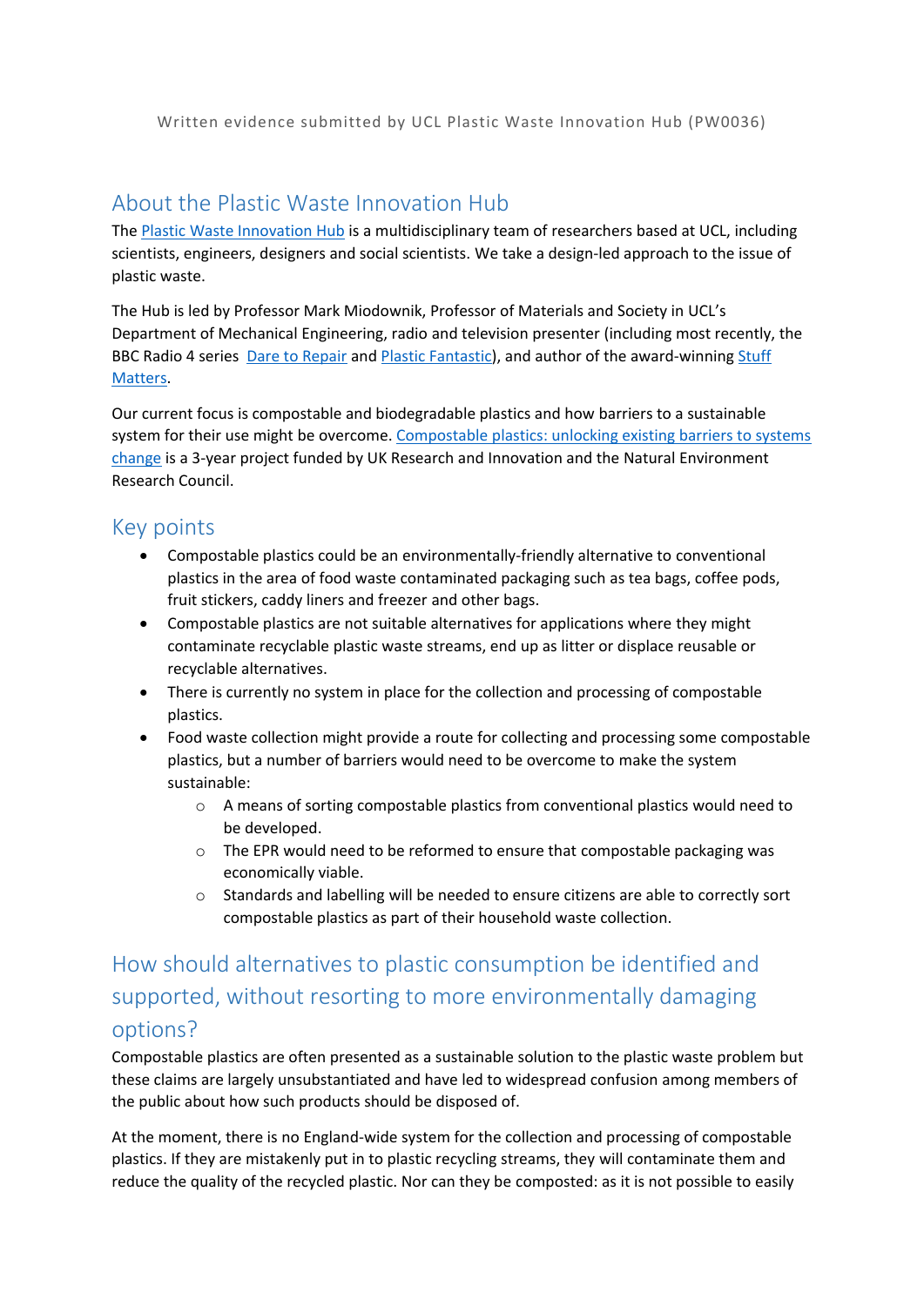Written evidence submitted by UCL Plastic Waste Innovation Hub (PW0036)

## About the Plastic Waste Innovation Hub

The Plastic Waste Innovation Hub is a multidisciplinary team of researchers based at UCL, including scientists, engineers, designers and social scientists. We take a design-led approach to the issue of plastic waste.

The Hub is led by Professor Mark Miodownik, Professor of Materials and Society in UCL's Department of Mechanical Engineering, radio and television presenter (including most recently, the BBC Radio 4 series Dare to Repair and Plastic Fantastic), and author of the award-winning Stuff Matters.

Our current focus is compostable and biodegradable plastics and how barriers to a sustainable system for their use might be overcome. Compostable plastics: unlocking existing barriers to systems change is a 3-year project funded by UK Research and Innovation and the Natural Environment Research Council.

## Key points

- Compostable plastics could be an environmentally-friendly alternative to conventional plastics in the area of food waste contaminated packaging such as tea bags, coffee pods, fruit stickers, caddy liners and freezer and other bags.
- Compostable plastics are not suitable alternatives for applications where they might contaminate recyclable plastic waste streams, end up as litter or displace reusable or recyclable alternatives.
- There is currently no system in place for the collection and processing of compostable plastics.
- Food waste collection might provide a route for collecting and processing some compostable plastics, but a number of barriers would need to be overcome to make the system sustainable:
  - A means of sorting compostable plastics from conventional plastics would need to be developed.
  - The EPR would need to be reformed to ensure that compostable packaging was economically viable.
  - Standards and labelling will be needed to ensure citizens are able to correctly sort compostable plastics as part of their household waste collection.

## How should alternatives to plastic consumption be identified and supported, without resorting to more environmentally damaging options?

Compostable plastics are often presented as a sustainable solution to the plastic waste problem but these claims are largely unsubstantiated and have led to widespread confusion among members of the public about how such products should be disposed of.

At the moment, there is no England-wide system for the collection and processing of compostable plastics. If they are mistakenly put in to plastic recycling streams, they will contaminate them and reduce the quality of the recycled plastic. Nor can they be composted: as it is not possible to easily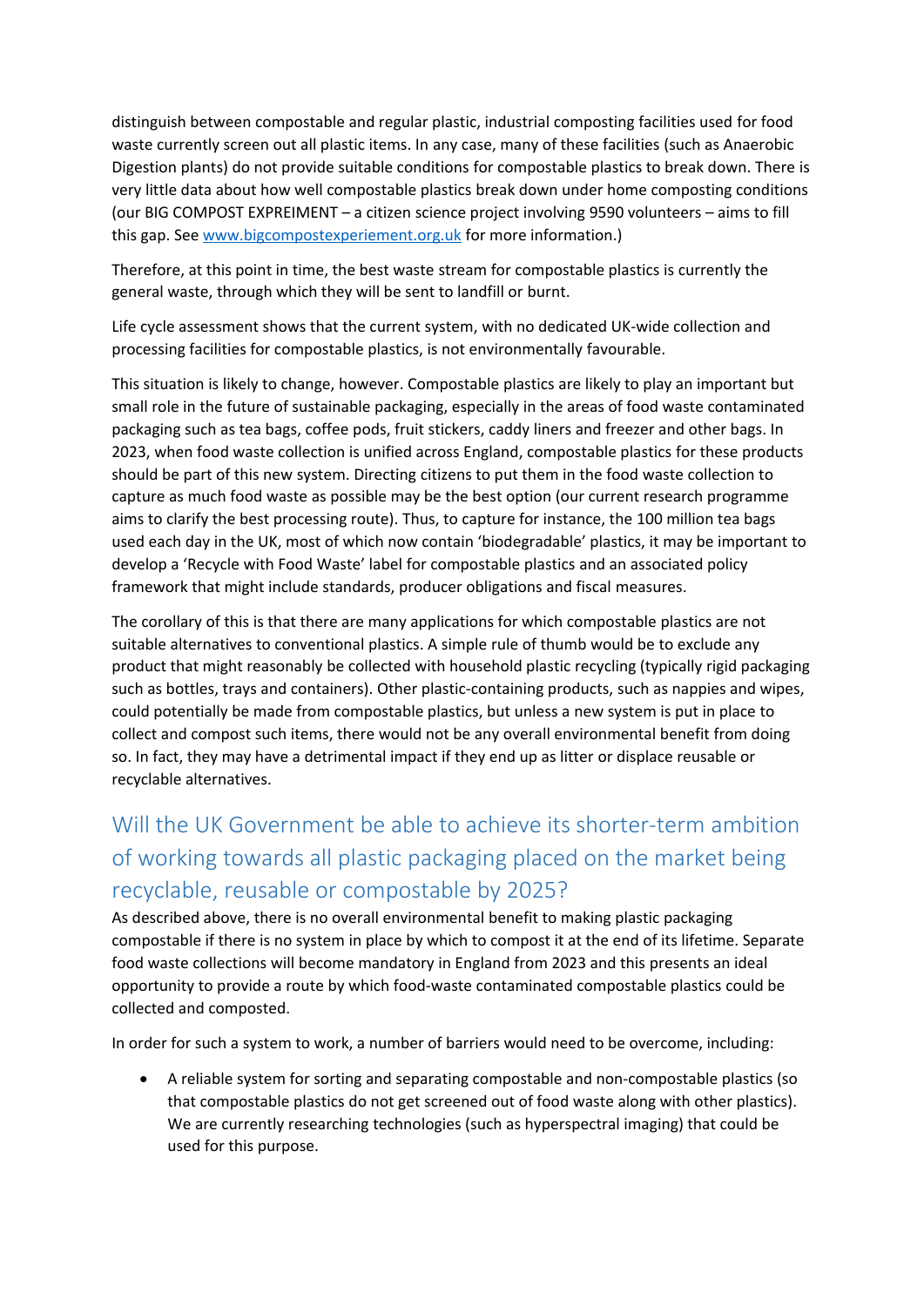distinguish between compostable and regular plastic, industrial composting facilities used for food waste currently screen out all plastic items. In any case, many of these facilities (such as Anaerobic Digestion plants) do not provide suitable conditions for compostable plastics to break down. There is very little data about how well compostable plastics break down under home composting conditions (our BIG COMPOST EXPREIMENT – a citizen science project involving 9590 volunteers – aims to fill this gap. See [www.bigcompostexperiement.org.uk](www.bigcompostexperiement.org.uk) for more information.)

Therefore, at this point in time, the best waste stream for compostable plastics is currently the general waste, through which they will be sent to landfill or burnt.

Life cycle assessment shows that the current system, with no dedicated UK-wide collection and processing facilities for compostable plastics, is not environmentally favourable.

This situation is likely to change, however. Compostable plastics are likely to play an important but small role in the future of sustainable packaging, especially in the areas of food waste contaminated packaging such as tea bags, coffee pods, fruit stickers, caddy liners and freezer and other bags. In 2023, when food waste collection is unified across England, compostable plastics for these products should be part of this new system. Directing citizens to put them in the food waste collection to capture as much food waste as possible may be the best option (our current research programme aims to clarify the best processing route). Thus, to capture for instance, the 100 million tea bags used each day in the UK, most of which now contain 'biodegradable' plastics, it may be important to develop a 'Recycle with Food Waste' label for compostable plastics and an associated policy framework that might include standards, producer obligations and fiscal measures.

The corollary of this is that there are many applications for which compostable plastics are not suitable alternatives to conventional plastics. A simple rule of thumb would be to exclude any product that might reasonably be collected with household plastic recycling (typically rigid packaging such as bottles, trays and containers). Other plastic-containing products, such as nappies and wipes, could potentially be made from compostable plastics, but unless a new system is put in place to collect and compost such items, there would not be any overall environmental benefit from doing so. In fact, they may have a detrimental impact if they end up as litter or displace reusable or recyclable alternatives.

## Will the UK Government be able to achieve its shorter-term ambition of working towards all plastic packaging placed on the market being recyclable, reusable or compostable by 2025?

As described above, there is no overall environmental benefit to making plastic packaging compostable if there is no system in place by which to compost it at the end of its lifetime. Separate food waste collections will become mandatory in England from 2023 and this presents an ideal opportunity to provide a route by which food-waste contaminated compostable plastics could be collected and composted.

In order for such a system to work, a number of barriers would need to be overcome, including:

- A reliable system for sorting and separating compostable and non-compostable plastics (so that compostable plastics do not get screened out of food waste along with other plastics). We are currently researching technologies (such as hyperspectral imaging) that could be used for this purpose.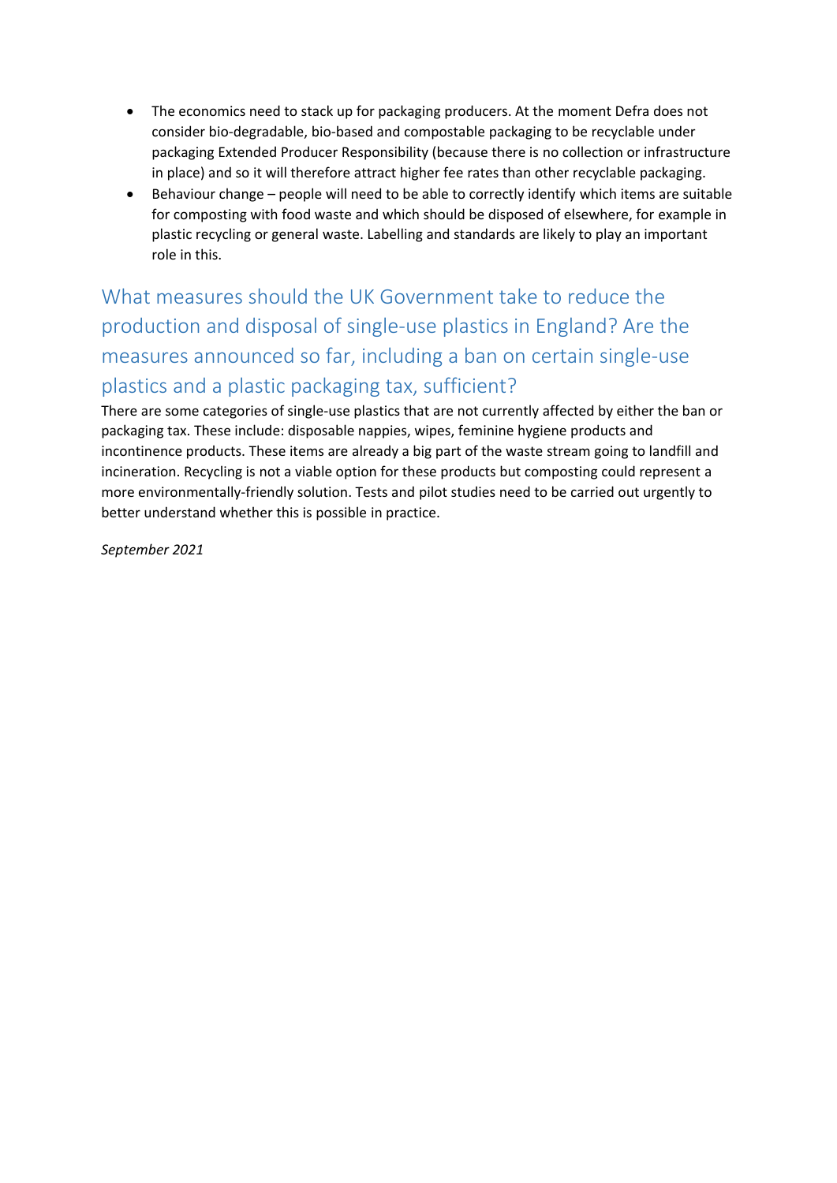- The economics need to stack up for packaging producers. At the moment Defra does not consider bio-degradable, bio-based and compostable packaging to be recyclable under packaging Extended Producer Responsibility (because there is no collection or infrastructure in place) and so it will therefore attract higher fee rates than other recyclable packaging.
- Behaviour change – people will need to be able to correctly identify which items are suitable for composting with food waste and which should be disposed of elsewhere, for example in plastic recycling or general waste. Labelling and standards are likely to play an important role in this.

## What measures should the UK Government take to reduce the production and disposal of single-use plastics in England? Are the measures announced so far, including a ban on certain single-use plastics and a plastic packaging tax, sufficient?

There are some categories of single-use plastics that are not currently affected by either the ban or packaging tax. These include: disposable nappies, wipes, feminine hygiene products and incontinence products. These items are already a big part of the waste stream going to landfill and incineration. Recycling is not a viable option for these products but composting could represent a more environmentally-friendly solution. Tests and pilot studies need to be carried out urgently to better understand whether this is possible in practice.

*September 2021*